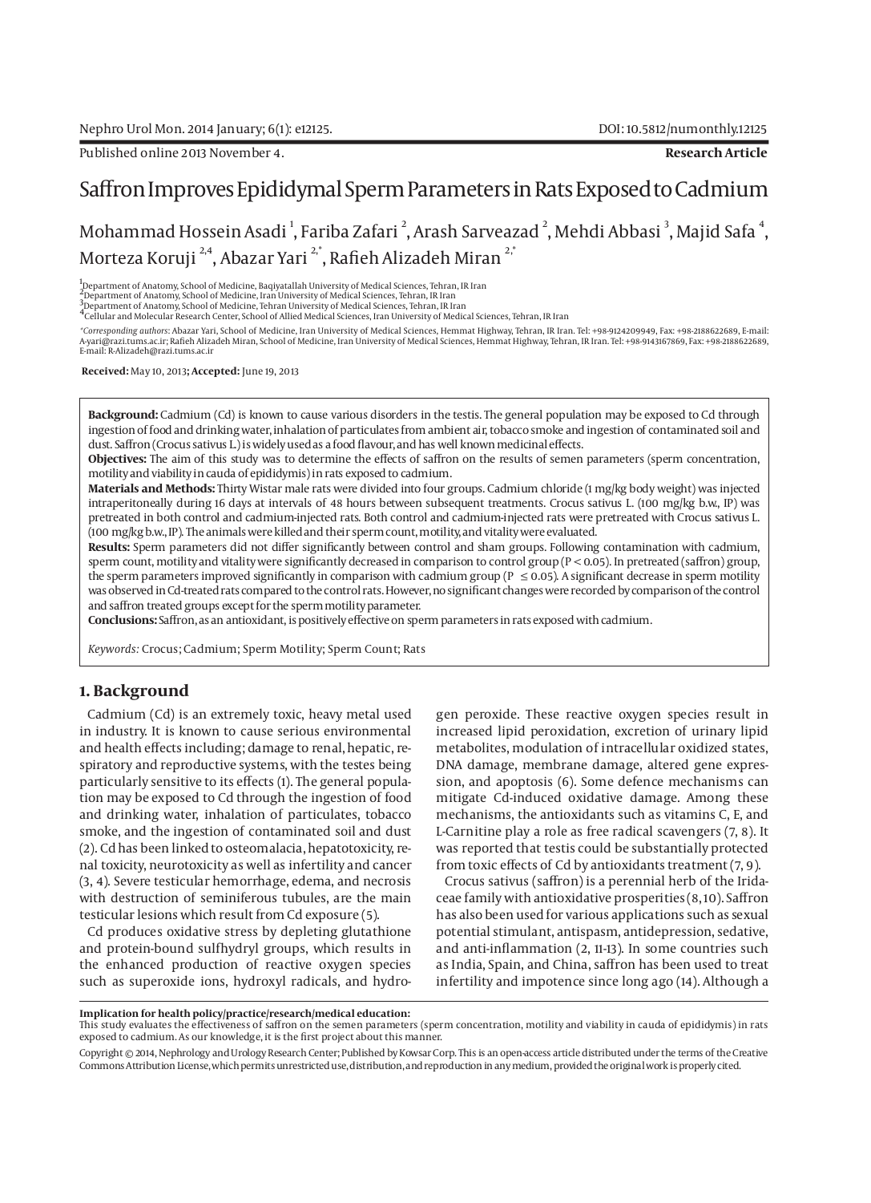Published online 2013 November 4.

**Research Article**

# Saffron Improves Epididymal Sperm Parameters in Rats Exposed to Cadmium

Mohammad Hossein Asadi [1], Fariba Zafari [2], Arash Sarveazad [2], Mehdi Abbasi [3], Majid Safa [4], Morteza Koruji [2,4], Abazar Yari [2,*], Rafieh Alizadeh Miran [2,*]

[1] Department of Anatomy, School of Medicine, Baqiyatallah University of Medical Sciences, Tehran, IR Iran
[2] Department of Anatomy, School of Medicine, Iran University of Medical Sciences, Tehran, IR Iran
[3] Department of Anatomy, School of Medicine, Tehran University of Medical Sciences, Tehran, IR Iran
[4] Cellular and Molecular Research Center, School of Allied Medical Sciences, Iran University of Medical Sciences, Tehran, IR Iran

*Corresponding authors: Abazar Yari, School of Medicine, Iran University of Medical Sciences, Hemmat Highway, Tehran, IR Iran. Tel: +98-9124209949, Fax: +98-2188622689, E-mail: A-yari@razi.tums.ac.ir; Rafieh Alizadeh Miran, School of Medicine, Iran University of Medical Sciences, Hemmat Highway, Tehran, IR Iran. Tel: +98-9143167869, Fax: +98-2188622689, E-mail: R-Alizadeh@razi.tums.ac.ir

**Received:** May 10, 2013; **Accepted:** June 19, 2013

**Background:** Cadmium (Cd) is known to cause various disorders in the testis. The general population may be exposed to Cd through ingestion of food and drinking water, inhalation of particulates from ambient air, tobacco smoke and ingestion of contaminated soil and dust. Saffron (Crocus sativus L.) is widely used as a food flavour, and has well known medicinal effects.

**Objectives:** The aim of this study was to determine the effects of saffron on the results of semen parameters (sperm concentration, motility and viability in cauda of epididymis) in rats exposed to cadmium.

**Materials and Methods:** Thirty Wistar male rats were divided into four groups. Cadmium chloride (1 mg/kg body weight) was injected intraperitoneally during 16 days at intervals of 48 hours between subsequent treatments. Crocus sativus L. (100 mg/kg b.w., IP) was pretreated in both control and cadmium-injected rats. Both control and cadmium-injected rats were pretreated with Crocus sativus L. (100 mg/kg b.w., IP). The animals were killed and their sperm count, motility, and vitality were evaluated.

**Results:** Sperm parameters did not differ significantly between control and sham groups. Following contamination with cadmium, sperm count, motility and vitality were significantly decreased in comparison to control group ($P < 0.05$). In pretreated (saffron) group, the sperm parameters improved significantly in comparison with cadmium group ($P \leq 0.05$). A significant decrease in sperm motility was observed in Cd-treated rats compared to the control rats. However, no significant changes were recorded by comparison of the control and saffron treated groups except for the sperm motility parameter.

**Conclusions:** Saffron, as an antioxidant, is positively effective on sperm parameters in rats exposed with cadmium.

*Keywords:* Crocus; Cadmium; Sperm Motility; Sperm Count; Rats

## 1. Background

Cadmium (Cd) is an extremely toxic, heavy metal used in industry. It is known to cause serious environmental and health effects including; damage to renal, hepatic, respiratory and reproductive systems, with the testes being particularly sensitive to its effects (1). The general population may be exposed to Cd through the ingestion of food and drinking water, inhalation of particulates, tobacco smoke, and the ingestion of contaminated soil and dust (2). Cd has been linked to osteomalacia, hepatotoxicity, renal toxicity, neurotoxicity as well as infertility and cancer (3, 4). Severe testicular hemorrhage, edema, and necrosis with destruction of seminiferous tubules, are the main testicular lesions which result from Cd exposure (5).

Cd produces oxidative stress by depleting glutathione and protein-bound sulfhydryl groups, which results in the enhanced production of reactive oxygen species such as superoxide ions, hydroxyl radicals, and hydrogen peroxide. These reactive oxygen species result in increased lipid peroxidation, excretion of urinary lipid metabolites, modulation of intracellular oxidized states, DNA damage, membrane damage, altered gene expression, and apoptosis (6). Some defence mechanisms can mitigate Cd-induced oxidative damage. Among these mechanisms, the antioxidants such as vitamins C, E, and L-Carnitine play a role as free radical scavengers (7, 8). It was reported that testis could be substantially protected from toxic effects of Cd by antioxidants treatment (7, 9).

Crocus sativus (saffron) is a perennial herb of the Iridaceae family with antioxidative prosperities (8, 10). Saffron has also been used for various applications such as sexual potential stimulant, antispasm, antidepression, sedative, and anti-inflammation (2, 11-13). In some countries such as India, Spain, and China, saffron has been used to treat infertility and impotence since long ago (14). Although a

**Implication for health policy/practice/research/medical education:**
This study evaluates the effectiveness of saffron on the semen parameters (sperm concentration, motility and viability in cauda of epididymis) in rats exposed to cadmium. As our knowledge, it is the first project about this manner.

Copyright © 2014, Nephrology and Urology Research Center; Published by Kowsar Corp. This is an open-access article distributed under the terms of the Creative Commons Attribution License, which permits unrestricted use, distribution, and reproduction in any medium, provided the original work is properly cited.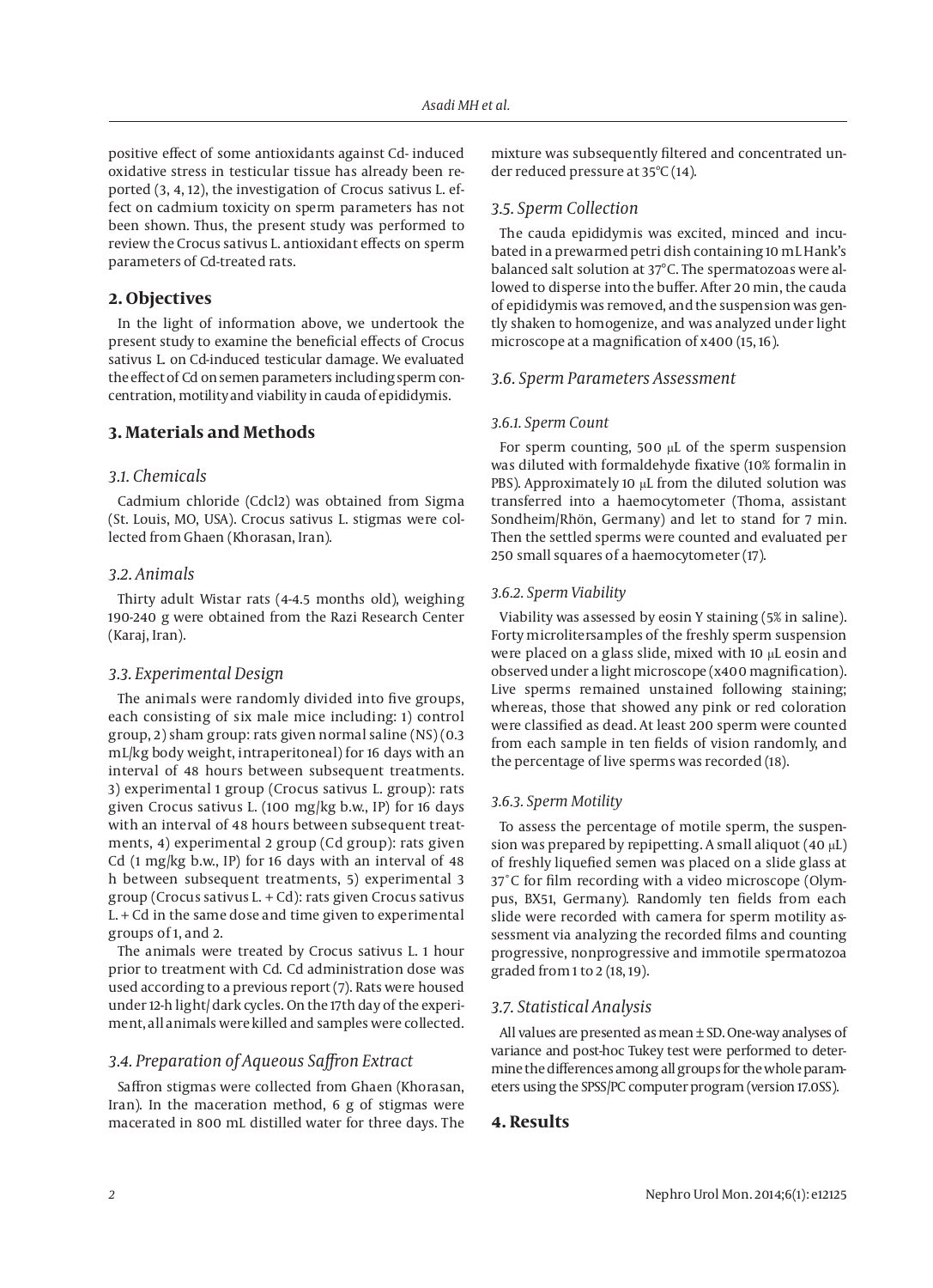positive effect of some antioxidants against Cd- induced oxidative stress in testicular tissue has already been reported (3, 4, 12), the investigation of Crocus sativus L. effect on cadmium toxicity on sperm parameters has not been shown. Thus, the present study was performed to review the Crocus sativus L. antioxidant effects on sperm parameters of Cd-treated rats.

## 2. Objectives

In the light of information above, we undertook the present study to examine the beneficial effects of Crocus sativus L. on Cd-induced testicular damage. We evaluated the effect of Cd on semen parameters including sperm concentration, motility and viability in cauda of epididymis.

## 3. Materials and Methods

### 3.1. Chemicals

Cadmium chloride (Cdcl2) was obtained from Sigma (St. Louis, MO, USA). Crocus sativus L. stigmas were collected from Ghaen (Khorasan, Iran).

### 3.2. Animals

Thirty adult Wistar rats (4-4.5 months old), weighing 190-240 g were obtained from the Razi Research Center (Karaj, Iran).

### 3.3. Experimental Design

The animals were randomly divided into five groups, each consisting of six male mice including: 1) control group, 2) sham group: rats given normal saline (NS) (0.3 mL/kg body weight, intraperitoneal) for 16 days with an interval of 48 hours between subsequent treatments. 3) experimental 1 group (Crocus sativus L. group): rats given Crocus sativus L. (100 mg/kg b.w., IP) for 16 days with an interval of 48 hours between subsequent treatments, 4) experimental 2 group (Cd group): rats given Cd (1 mg/kg b.w., IP) for 16 days with an interval of 48 h between subsequent treatments, 5) experimental 3 group (Crocus sativus L. + Cd): rats given Crocus sativus L. + Cd in the same dose and time given to experimental groups of 1, and 2.

The animals were treated by Crocus sativus L. 1 hour prior to treatment with Cd. Cd administration dose was used according to a previous report (7). Rats were housed under 12-h light/ dark cycles. On the 17th day of the experiment, all animals were killed and samples were collected.

### 3.4. Preparation of Aqueous Saffron Extract

Saffron stigmas were collected from Ghaen (Khorasan, Iran). In the maceration method, 6 g of stigmas were macerated in 800 mL distilled water for three days. The mixture was subsequently filtered and concentrated under reduced pressure at 35°C (14).

### 3.5. Sperm Collection

The cauda epididymis was excited, minced and incubated in a prewarmed petri dish containing 10 mL Hank's balanced salt solution at 37°C. The spermatozoas were allowed to disperse into the buffer. After 20 min, the cauda of epididymis was removed, and the suspension was gently shaken to homogenize, and was analyzed under light microscope at a magnification of x400 (15, 16).

### 3.6. Sperm Parameters Assessment

#### 3.6.1. Sperm Count

For sperm counting, 500 µL of the sperm suspension was diluted with formaldehyde fixative (10% formalin in PBS). Approximately 10 µL from the diluted solution was transferred into a haemocytometer (Thoma, assistant Sondheim/Rhön, Germany) and let to stand for 7 min. Then the settled sperms were counted and evaluated per 250 small squares of a haemocytometer (17).

#### 3.6.2. Sperm Viability

Viability was assessed by eosin Y staining (5% in saline). Forty microlitersamples of the freshly sperm suspension were placed on a glass slide, mixed with 10 µL eosin and observed under a light microscope (x400 magnification). Live sperms remained unstained following staining; whereas, those that showed any pink or red coloration were classified as dead. At least 200 sperm were counted from each sample in ten fields of vision randomly, and the percentage of live sperms was recorded (18).

#### 3.6.3. Sperm Motility

To assess the percentage of motile sperm, the suspension was prepared by repipetting. A small aliquot (40 µL) of freshly liquefied semen was placed on a slide glass at 37°C for film recording with a video microscope (Olympus, BX51, Germany). Randomly ten fields from each slide were recorded with camera for sperm motility assessment via analyzing the recorded films and counting progressive, nonprogressive and immotile spermatozoa graded from 1 to 2 (18, 19).

### 3.7. Statistical Analysis

All values are presented as mean ± SD. One-way analyses of variance and post-hoc Tukey test were performed to determine the differences among all groups for the whole parameters using the SPSS/PC computer program (version 17.0SS).

## 4. Results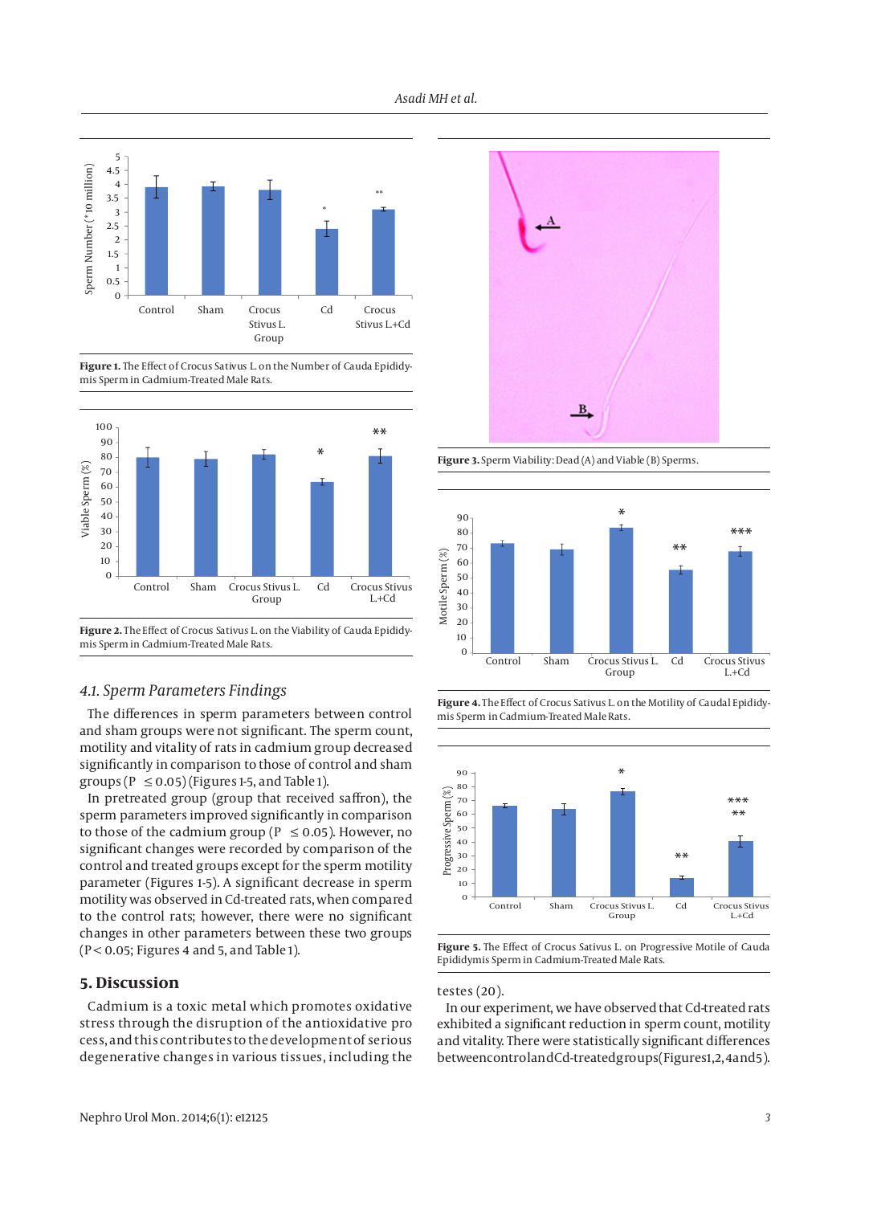Figure 1. The Effect of Crocus Sativus L. on the Number of Cauda Epididymis Sperm in Cadmium-Treated Male Rats.

Figure 2. The Effect of Crocus Sativus L. on the Viability of Cauda Epididymis Sperm in Cadmium-Treated Male Rats.

### 4.1. Sperm Parameters Findings

The differences in sperm parameters between control and sham groups were not significant. The sperm count, motility and vitality of rats in cadmium group decreased significantly in comparison to those of control and sham groups (P ≤ 0.05) (Figures 1-5, and Table 1).

In pretreated group (group that received saffron), the sperm parameters improved significantly in comparison to those of the cadmium group (P ≤ 0.05). However, no significant changes were recorded by comparison of the control and treated groups except for the sperm motility parameter (Figures 1-5). A significant decrease in sperm motility was observed in Cd-treated rats, when compared to the control rats; however, there were no significant changes in other parameters between these two groups ($P < 0.05$; Figures 4 and 5, and Table 1).

## 5. Discussion

Cadmium is a toxic metal which promotes oxidative stress through the disruption of the antioxidative process, and this contributes to the development of serious degenerative changes in various tissues, including the testes (20).

Figure 3. Sperm Viability: Dead (A) and Viable (B) Sperms.

Figure 4. The Effect of Crocus Sativus L. on the Motility of Caudal Epididymis Sperm in Cadmium-Treated Male Rats.

Figure 5. The Effect of Crocus Sativus L. on Progressive Motile of Cauda Epididymis Sperm in Cadmium-Treated Male Rats.

In our experiment, we have observed that Cd-treated rats exhibited a significant reduction in sperm count, motility and vitality. There were statistically significant differences between control and Cd-treated groups (Figures 1, 2, 4 and 5).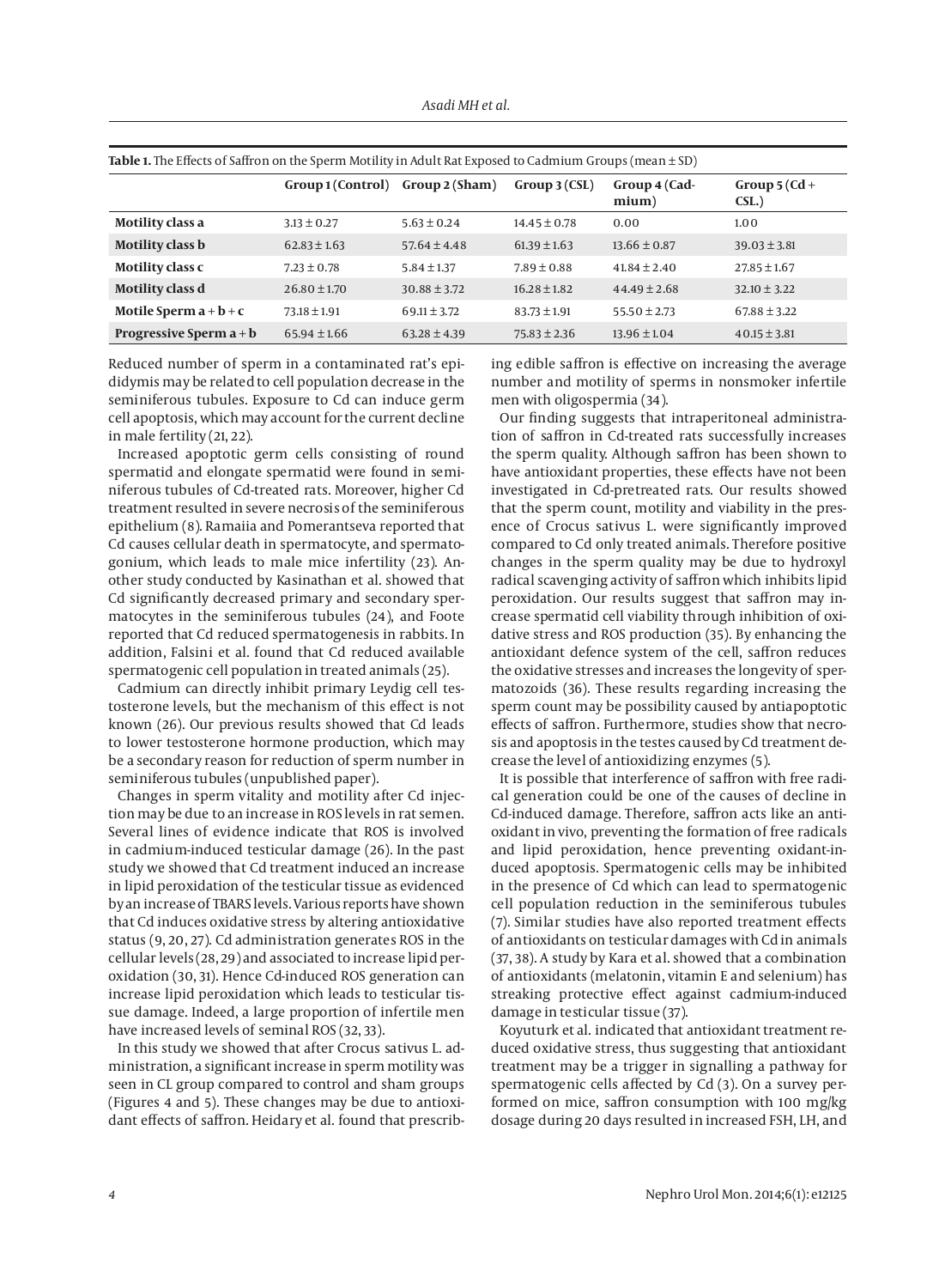**Table 1.** The Effects of Saffron on the Sperm Motility in Adult Rat Exposed to Cadmium Groups (mean ± SD)

| | Group 1 (Control) | Group 2 (Sham) | Group 3 (CSL) | Group 4 (Cadmium) | Group 5 (Cd + CSL.) |
|---|---|---|---|---|---|
| **Motility class a** | 3.13 ± 0.27 | 5.63 ± 0.24 | 14.45 ± 0.78 | 0.00 | 1.00 |
| **Motility class b** | 62.83 ± 1.63 | 57.64 ± 4.48 | 61.39 ± 1.63 | 13.66 ± 0.87 | 39.03 ± 3.81 |
| **Motility class c** | 7.23 ± 0.78 | 5.84 ± 1.37 | 7.89 ± 0.88 | 41.84 ± 2.40 | 27.85 ± 1.67 |
| **Motility class d** | 26.80 ± 1.70 | 30.88 ± 3.72 | 16.28 ± 1.82 | 44.49 ± 2.68 | 32.10 ± 3.22 |
| **Motile Sperm a + b + c** | 73.18 ± 1.91 | 69.11 ± 3.72 | 83.73 ± 1.91 | 55.50 ± 2.73 | 67.88 ± 3.22 |
| **Progressive Sperm a + b** | 65.94 ± 1.66 | 63.28 ± 4.39 | 75.83 ± 2.36 | 13.96 ± 1.04 | 40.15 ± 3.81 |

Reduced number of sperm in a contaminated rat's epididymis may be related to cell population decrease in the seminiferous tubules. Exposure to Cd can induce germ cell apoptosis, which may account for the current decline in male fertility (21, 22).

Increased apoptotic germ cells consisting of round spermatid and elongate spermatid were found in seminiferous tubules of Cd-treated rats. Moreover, higher Cd treatment resulted in severe necrosis of the seminiferous epithelium (8). Ramaiia and Pomerantseva reported that Cd causes cellular death in spermatocyte, and spermatogonium, which leads to male mice infertility (23). Another study conducted by Kasinathan et al. showed that Cd significantly decreased primary and secondary spermatocytes in the seminiferous tubules (24), and Foote reported that Cd reduced spermatogenesis in rabbits. In addition, Falsini et al. found that Cd reduced available spermatogenic cell population in treated animals (25).

Cadmium can directly inhibit primary Leydig cell testosterone levels, but the mechanism of this effect is not known (26). Our previous results showed that Cd leads to lower testosterone hormone production, which may be a secondary reason for reduction of sperm number in seminiferous tubules (unpublished paper).

Changes in sperm vitality and motility after Cd injection may be due to an increase in ROS levels in rat semen. Several lines of evidence indicate that ROS is involved in cadmium-induced testicular damage (26). In the past study we showed that Cd treatment induced an increase in lipid peroxidation of the testicular tissue as evidenced by an increase of TBARS levels. Various reports have shown that Cd induces oxidative stress by altering antioxidative status (9, 20, 27). Cd administration generates ROS in the cellular levels (28, 29) and associated to increase lipid peroxidation (30, 31). Hence Cd-induced ROS generation can increase lipid peroxidation which leads to testicular tissue damage. Indeed, a large proportion of infertile men have increased levels of seminal ROS (32, 33).

In this study we showed that after Crocus sativus L. administration, a significant increase in sperm motility was seen in CL group compared to control and sham groups (Figures 4 and 5). These changes may be due to antioxidant effects of saffron. Heidary et al. found that prescribing edible saffron is effective on increasing the average number and motility of sperms in nonsmoker infertile men with oligospermia (34).

Our finding suggests that intraperitoneal administration of saffron in Cd-treated rats successfully increases the sperm quality. Although saffron has been shown to have antioxidant properties, these effects have not been investigated in Cd-pretreated rats. Our results showed that the sperm count, motility and viability in the presence of Crocus sativus L. were significantly improved compared to Cd only treated animals. Therefore positive changes in the sperm quality may be due to hydroxyl radical scavenging activity of saffron which inhibits lipid peroxidation. Our results suggest that saffron may increase spermatid cell viability through inhibition of oxidative stress and ROS production (35). By enhancing the antioxidant defence system of the cell, saffron reduces the oxidative stresses and increases the longevity of spermatozoids (36). These results regarding increasing the sperm count may be possibility caused by antiapoptotic effects of saffron. Furthermore, studies show that necrosis and apoptosis in the testes caused by Cd treatment decrease the level of antioxidizing enzymes (5).

It is possible that interference of saffron with free radical generation could be one of the causes of decline in Cd-induced damage. Therefore, saffron acts like an antioxidant in vivo, preventing the formation of free radicals and lipid peroxidation, hence preventing oxidant-induced apoptosis. Spermatogenic cells may be inhibited in the presence of Cd which can lead to spermatogenic cell population reduction in the seminiferous tubules (7). Similar studies have also reported treatment effects of antioxidants on testicular damages with Cd in animals (37, 38). A study by Kara et al. showed that a combination of antioxidants (melatonin, vitamin E and selenium) has streaking protective effect against cadmium-induced damage in testicular tissue (37).

Koyuturk et al. indicated that antioxidant treatment reduced oxidative stress, thus suggesting that antioxidant treatment may be a trigger in signalling a pathway for spermatogenic cells affected by Cd (3). On a survey performed on mice, saffron consumption with 100 mg/kg dosage during 20 days resulted in increased FSH, LH, and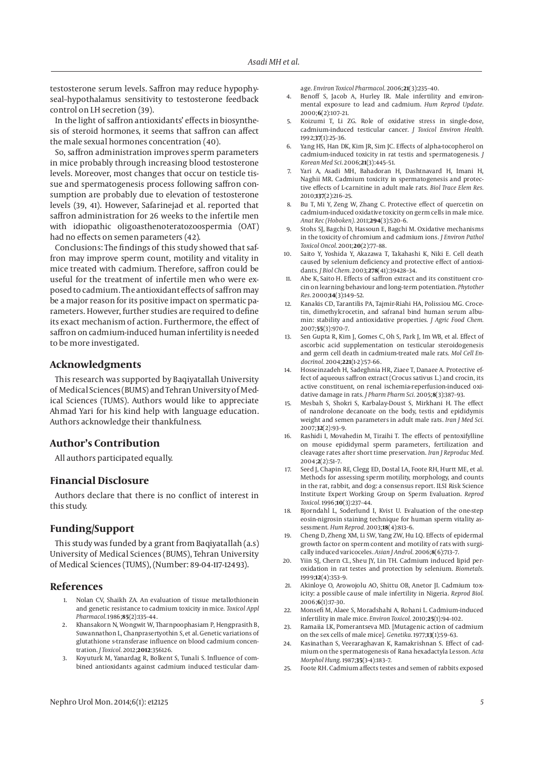testosterone serum levels. Saffron may reduce hypophyseal–hypothalamus sensitivity to testosterone feedback control on LH secretion (39).

In the light of saffron antioxidants' effects in biosynthesis of steroid hormones, it seems that saffron can affect the male sexual hormones concentration (40).

So, saffron administration improves sperm parameters in mice probably through increasing blood testosterone levels. Moreover, most changes that occur on testicle tissue and spermatogenesis process following saffron consumption are probably due to elevation of testosterone levels (39, 41). However, Safarinejad et al. reported that saffron administration for 26 weeks to the infertile men with idiopathic oligoasthenoteratozoospermia (OAT) had no effects on semen parameters (42).

Conclusions: The findings of this study showed that saffron may improve sperm count, motility and vitality in mice treated with cadmium. Therefore, saffron could be useful for the treatment of infertile men who were exposed to cadmium. The antioxidant effects of saffron may be a major reason for its positive impact on spermatic parameters. However, further studies are required to define its exact mechanism of action. Furthermore, the effect of saffron on cadmium-induced human infertility is needed to be more investigated.

## Acknowledgments

This research was supported by Baqiyatallah University of Medical Sciences (BUMS) and Tehran University of Medical Sciences (TUMS). Authors would like to appreciate Ahmad Yari for his kind help with language education. Authors acknowledge their thankfulness.

## Author's Contribution

All authors participated equally.

## Financial Disclosure

Authors declare that there is no conflict of interest in this study.

## Funding/Support

This study was funded by a grant from Baqiyatallah (a.s) University of Medical Sciences (BUMS), Tehran University of Medical Sciences (TUMS), (Number: 89-04-117-12493).

## References

1. Nolan CV, Shaikh ZA. An evaluation of tissue metallothionein and genetic resistance to cadmium toxicity in mice. *Toxicol Appl Pharmacol.* 1986;**85**(2):135–44.
2. Khansakorn N, Wongwit W, Tharnpoophasiam P, Hengprasith B, Suwannathon L, Chanprasertyothin S, et al. Genetic variations of glutathione s-transferase influence on blood cadmium concentration. *J Toxicol.* 2012;**2012**:356126.
3. Koyuturk M, Yanardag R, Bolkent S, Tunali S. Influence of combined antioxidants against cadmium induced testicular damage. *Environ Toxicol Pharmacol.* 2006;**21**(3):235–40.
4. Benoff S, Jacob A, Hurley IR. Male infertility and environmental exposure to lead and cadmium. *Hum Reprod Update.* 2000;**6**(2):107–21.
5. Koizumi T, Li ZG. Role of oxidative stress in single-dose, cadmium-induced testicular cancer. *J Toxicol Environ Health.* 1992;**37**(1):25–36.
6. Yang HS, Han DK, Kim JR, Sim JC. Effects of alpha-tocopherol on cadmium-induced toxicity in rat testis and spermatogenesis. *J Korean Med Sci.* 2006;**21**(3):445–51.
7. Yari A, Asadi MH, Bahadoran H, Dashtnavard H, Imani H, Naghii MR. Cadmium toxicity in spermatogenesis and protective effects of L-carnitine in adult male rats. *Biol Trace Elem Res.* 2010;**137**(2):216–25.
8. Bu T, Mi Y, Zeng W, Zhang C. Protective effect of quercetin on cadmium-induced oxidative toxicity on germ cells in male mice. *Anat Rec (Hoboken).* 2011;**294**(3):520–6.
9. Stohs SJ, Bagchi D, Hassoun E, Bagchi M. Oxidative mechanisms in the toxicity of chromium and cadmium ions. *J Environ Pathol Toxicol Oncol.* 2001;**20**(2):77–88.
10. Saito Y, Yoshida Y, Akazawa T, Takahashi K, Niki E. Cell death caused by selenium deficiency and protective effect of antioxidants. *J Biol Chem.* 2003;**278**(41):39428–34.
11. Abe K, Saito H. Effects of saffron extract and its constituent crocin on learning behaviour and long-term potentiation. *Phytother Res.* 2000;**14**(3):149–52.
12. Kanakis CD, Tarantilis PA, Tajmir-Riahi HA, Polissiou MG. Crocetin, dimethylcrocetin, and safranal bind human serum albumin: stability and antioxidative properties. *J Agric Food Chem.* 2007;**55**(3):970–7.
13. Sen Gupta R, Kim J, Gomes C, Oh S, Park J, Im WB, et al. Effect of ascorbic acid supplementation on testicular steroidogenesis and germ cell death in cadmium-treated male rats. *Mol Cell Endocrinol.* 2004;**221**(1-2):57–66.
14. Hosseinzadeh H, Sadeghnia HR, Ziaee T, Danaee A. Protective effect of aqueous saffron extract (Crocus sativus L.) and crocin, its active constituent, on renal ischemia-reperfusion-induced oxidative damage in rats. *J Pharm Pharm Sci.* 2005;**8**(3):387–93.
15. Mesbah S, Shokri S, Karbalay-Doust S, Mirkhani H. The effect of nandrolone decanoate on the body, testis and epididymis weight and semen parameters in adult male rats. *Iran J Med Sci.* 2007;**32**(2):93–9.
16. Rashidi I, Movahedin M, Tiraihi T. The effects of pentoxifylline on mouse epididymal sperm parameters, fertilization and cleavage rates after short time preservation. *Iran J Reproduc Med.* 2004;**2**(2):51–7.
17. Seed J, Chapin RE, Clegg ED, Dostal LA, Foote RH, Hurtt ME, et al. Methods for assessing sperm motility, morphology, and counts in the rat, rabbit, and dog: a consensus report. ILSI Risk Science Institute Expert Working Group on Sperm Evaluation. *Reprod Toxicol.* 1996;**10**(3):237–44.
18. Bjorndahl L, Soderlund I, Kvist U. Evaluation of the one-step eosin-nigrosin staining technique for human sperm vitality assessment. *Hum Reprod.* 2003;**18**(4):813–6.
19. Cheng D, Zheng XM, Li SW, Yang ZW, Hu LQ. Effects of epidermal growth factor on sperm content and motility of rats with surgically induced varicoceles. *Asian J Androl.* 2006;**8**(6):713–7.
20. Yiin SJ, Chern CL, Sheu JY, Lin TH. Cadmium induced lipid peroxidation in rat testes and protection by selenium. *Biometals.* 1999;**12**(4):353–9.
21. Akinloye O, Arowojolu AO, Shittu OB, Anetor JI. Cadmium toxicity: a possible cause of male infertility in Nigeria. *Reprod Biol.* 2006;**6**(1):17–30.
22. Monsefi M, Alaee S, Moradshahi A, Rohani L. Cadmium-induced infertility in male mice. *Environ Toxicol.* 2010;**25**(1):94–102.
23. Ramaiia LK, Pomerantseva MD. [Mutagenic action of cadmium on the sex cells of male mice]. *Genetika.* 1977;**13**(1):59–63.
24. Kasinathan S, Veeraraghavan K, Ramakrishnan S. Effect of cadmium on the spermatogenesis of Rana hexadactyla Lesson. *Acta Morphol Hung.* 1987;**35**(3-4):183–7.
25. Foote RH. Cadmium affects testes and semen of rabbits exposed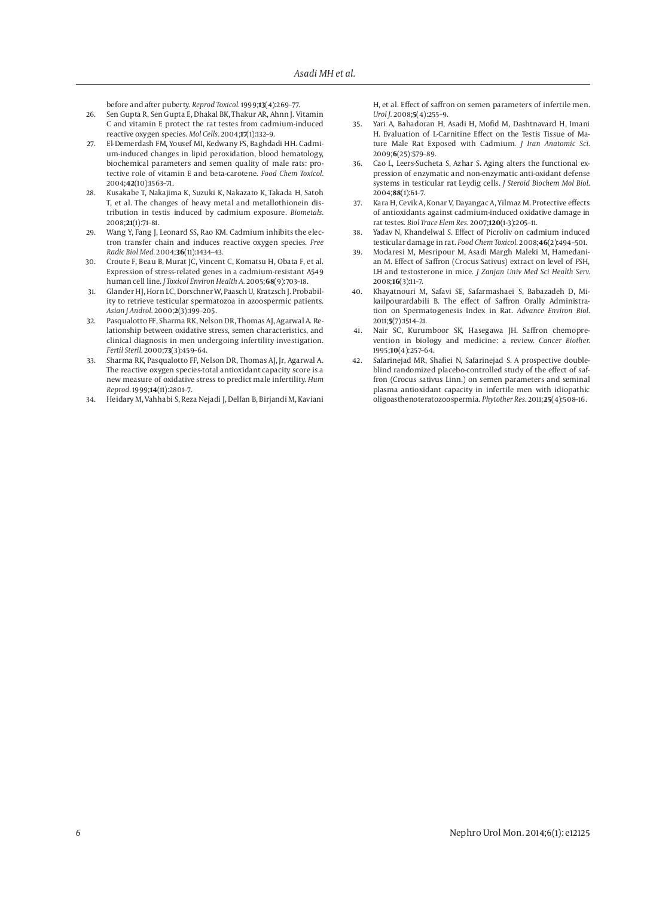before and after puberty. *Reprod Toxicol.* 1999;**13**(4):269–77.

26. Sen Gupta R, Sen Gupta E, Dhakal BK, Thakur AR, Ahnn J. Vitamin C and vitamin E protect the rat testes from cadmium-induced reactive oxygen species. *Mol Cells.* 2004;**17**(1):132–9.
27. El-Demerdash FM, Yousef MI, Kedwany FS, Baghdadi HH. Cadmium-induced changes in lipid peroxidation, blood hematology, biochemical parameters and semen quality of male rats: protective role of vitamin E and beta-carotene. *Food Chem Toxicol.* 2004;**42**(10):1563–71.
28. Kusakabe T, Nakajima K, Suzuki K, Nakazato K, Takada H, Satoh T, et al. The changes of heavy metal and metallothionein distribution in testis induced by cadmium exposure. *Biometals.* 2008;**21**(1):71–81.
29. Wang Y, Fang J, Leonard SS, Rao KM. Cadmium inhibits the electron transfer chain and induces reactive oxygen species. *Free Radic Biol Med.* 2004;**36**(11):1434–43.
30. Croute F, Beau B, Murat JC, Vincent C, Komatsu H, Obata F, et al. Expression of stress-related genes in a cadmium-resistant A549 human cell line. *J Toxicol Environ Health A.* 2005;**68**(9):703–18.
31. Glander HJ, Horn LC, Dorschner W, Paasch U, Kratzsch J. Probability to retrieve testicular spermatozoa in azoospermic patients. *Asian J Androl.* 2000;**2**(3):199–205.
32. Pasqualotto FF, Sharma RK, Nelson DR, Thomas AJ, Agarwal A. Relationship between oxidative stress, semen characteristics, and clinical diagnosis in men undergoing infertility investigation. *Fertil Steril.* 2000;**73**(3):459–64.
33. Sharma RK, Pasqualotto FF, Nelson DR, Thomas AJ, Jr, Agarwal A. The reactive oxygen species-total antioxidant capacity score is a new measure of oxidative stress to predict male infertility. *Hum Reprod.* 1999;**14**(11):2801–7.
34. Heidary M, Vahhabi S, Reza Nejadi J, Delfan B, Birjandi M, Kaviani H, et al. Effect of saffron on semen parameters of infertile men. *Urol J.* 2008;**5**(4):255–9.
35. Yari A, Bahadoran H, Asadi H, Mofid M, Dashtnavard H, Imani H. Evaluation of L-Carnitine Effect on the Testis Tissue of Mature Male Rat Exposed with Cadmium. *J Iran Anatomic Sci.* 2009;**6**(25):579–89.
36. Cao L, Leers-Sucheta S, Azhar S. Aging alters the functional expression of enzymatic and non-enzymatic anti-oxidant defense systems in testicular rat Leydig cells. *J Steroid Biochem Mol Biol.* 2004;**88**(1):61–7.
37. Kara H, Cevik A, Konar V, Dayangac A, Yilmaz M. Protective effects of antioxidants against cadmium-induced oxidative damage in rat testes. *Biol Trace Elem Res.* 2007;**120**(1-3):205–11.
38. Yadav N, Khandelwal S. Effect of Picroliv on cadmium induced testicular damage in rat. *Food Chem Toxicol.* 2008;**46**(2):494–501.
39. Modaresi M, Mesripour M, Asadi Margh Maleki M, Hamedanian M. Effect of Saffron (Crocus Sativus) extract on level of FSH, LH and testosterone in mice. *J Zanjan Univ Med Sci Health Serv.* 2008;**16**(3):11–7.
40. Khayatnouri M, Safavi SE, Safarmashaei S, Babazadeh D, Mikailpourardabili B. The effect of Saffron Orally Administration on Spermatogenesis Index in Rat. *Advance Environ Biol.* 2011;**5**(7):1514–21.
41. Nair SC, Kurumboor SK, Hasegawa JH. Saffron chemoprevention in biology and medicine: a review. *Cancer Biother.* 1995;**10**(4):257–64.
42. Safarinejad MR, Shafiei N, Safarinejad S. A prospective double-blind randomized placebo-controlled study of the effect of saffron (Crocus sativus Linn.) on semen parameters and seminal plasma antioxidant capacity in infertile men with idiopathic oligoasthenoteratozoospermia. *Phytother Res.* 2011;**25**(4):508–16.